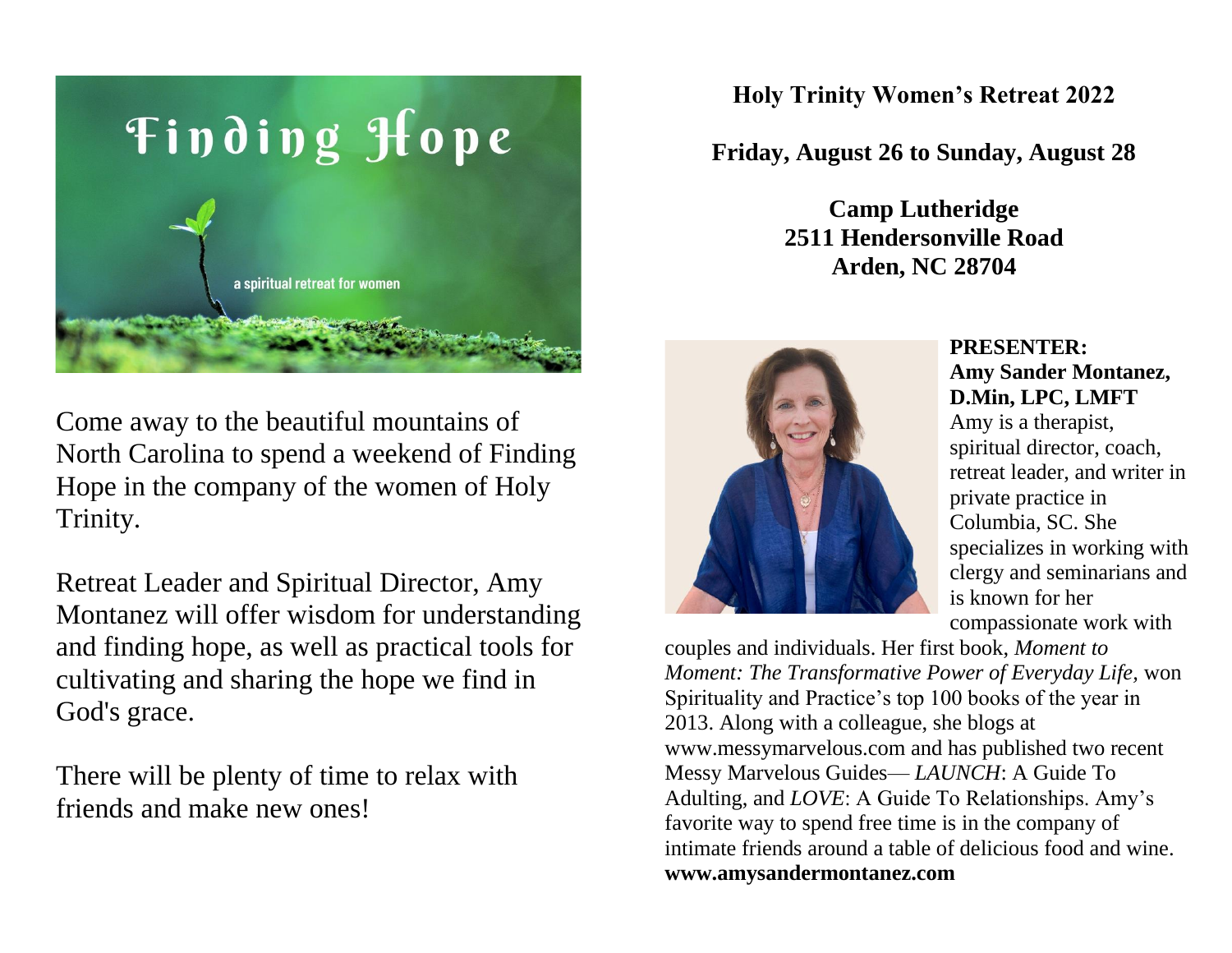# Finding Hope

a spiritual retreat for women

Come away to the beautiful mountains of North Carolina to spend a weekend of Finding Hope in the company of the women of Holy Trinity.

Retreat Leader and Spiritual Director, Amy Montanez will offer wisdom for understanding and finding hope, as well as practical tools for cultivating and sharing the hope we find in God's grace.

There will be plenty of time to relax with friends and make new ones!

**Holy Trinity Women's Retreat 2022**

**Friday, August 26 to Sunday, August 28**

**Camp Lutheridge**
**2511 Hendersonville Road**
**Arden, NC 28704**

**PRESENTER:**
**Amy Sander Montanez, D.Min, LPC, LMFT**

Amy is a therapist, spiritual director, coach, retreat leader, and writer in private practice in Columbia, SC. She specializes in working with clergy and seminarians and is known for her compassionate work with couples and individuals. Her first book, *Moment to Moment: The Transformative Power of Everyday Life,* won Spirituality and Practice's top 100 books of the year in 2013. Along with a colleague, she blogs at www.messymarvelous.com and has published two recent Messy Marvelous Guides— *LAUNCH*: A Guide To Adulting, and *LOVE*: A Guide To Relationships. Amy's favorite way to spend free time is in the company of intimate friends around a table of delicious food and wine.
**www.amysandermontanez.com**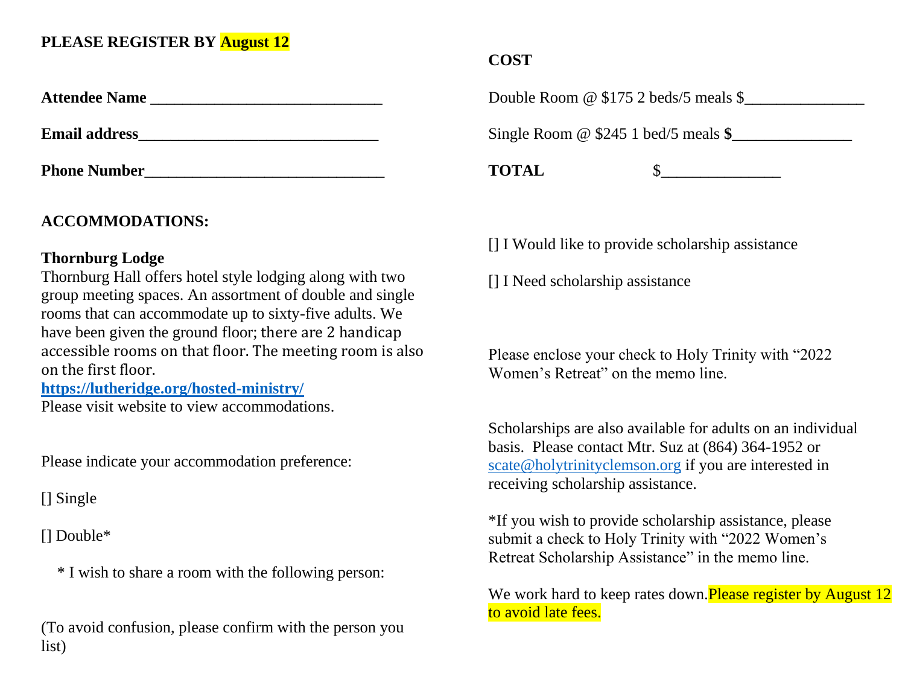**PLEASE REGISTER BY August 12**

**Attendee Name** ______________________________

**Email address**______________________________

**Phone Number**______________________________

**ACCOMMODATIONS:**

**Thornburg Lodge**
Thornburg Hall offers hotel style lodging along with two group meeting spaces. An assortment of double and single rooms that can accommodate up to sixty-five adults. We have been given the ground floor; there are 2 handicap accessible rooms on that floor. The meeting room is also on the first floor.
**https://lutheridge.org/hosted-ministry/**
Please visit website to view accommodations.

Please indicate your accommodation preference:

[] Single

[] Double*

\* I wish to share a room with the following person:

(To avoid confusion, please confirm with the person you list)

**COST**

Double Room @ $175 2 beds/5 meals $_______________

Single Room @ $245 1 bed/5 meals **$**_______________

**TOTAL** $_______________

[] I Would like to provide scholarship assistance

[] I Need scholarship assistance

Please enclose your check to Holy Trinity with "2022 Women's Retreat" on the memo line.

Scholarships are also available for adults on an individual basis. Please contact Mtr. Suz at (864) 364-1952 or scate@holytrinityclemson.org if you are interested in receiving scholarship assistance.

*If you wish to provide scholarship assistance, please submit a check to Holy Trinity with "2022 Women's Retreat Scholarship Assistance" in the memo line.

We work hard to keep rates down. Please register by August 12 to avoid late fees.